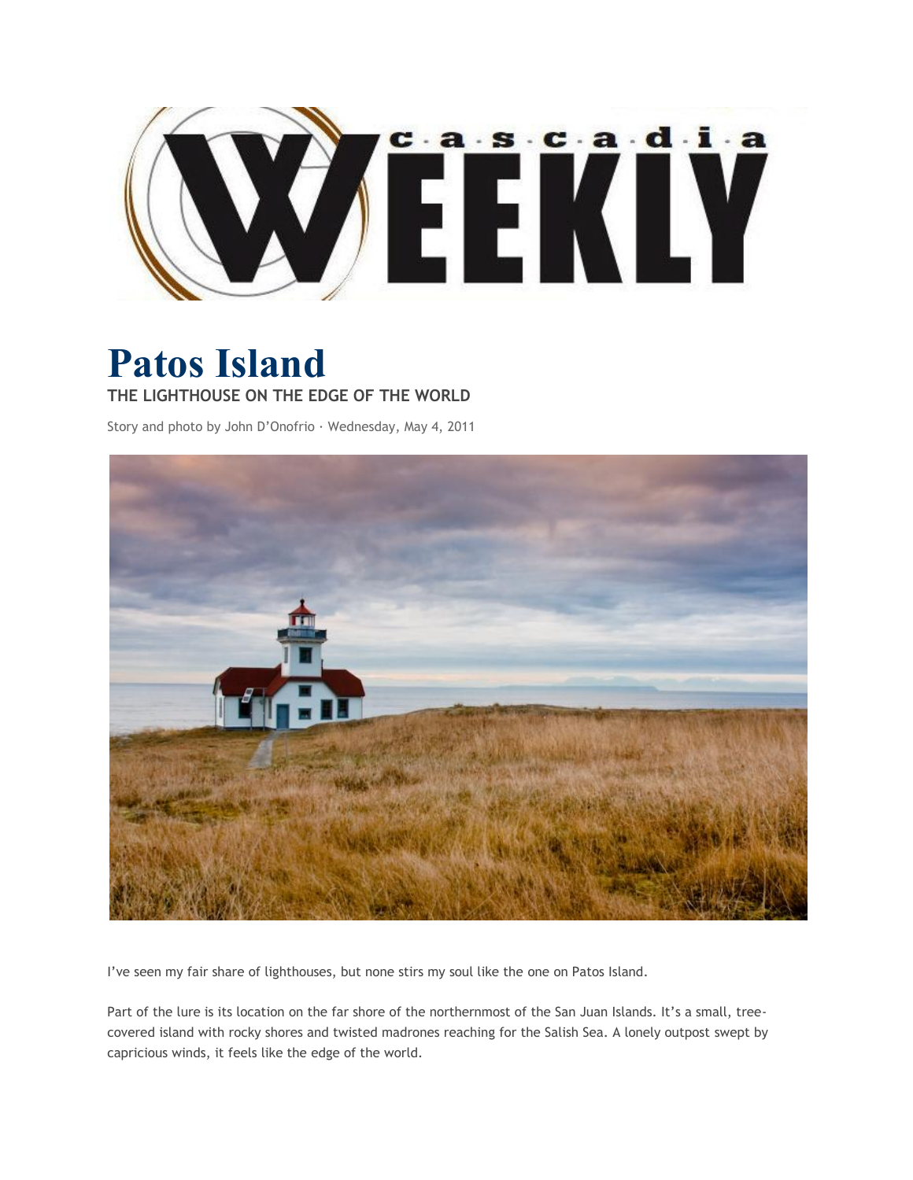# Patos Island

**THE LIGHTHOUSE ON THE EDGE OF THE WORLD**

Story and photo by John D'Onofrio · Wednesday, May 4, 2011

I've seen my fair share of lighthouses, but none stirs my soul like the one on Patos Island.

Part of the lure is its location on the far shore of the northernmost of the San Juan Islands. It's a small, tree-covered island with rocky shores and twisted madrones reaching for the Salish Sea. A lonely outpost swept by capricious winds, it feels like the edge of the world.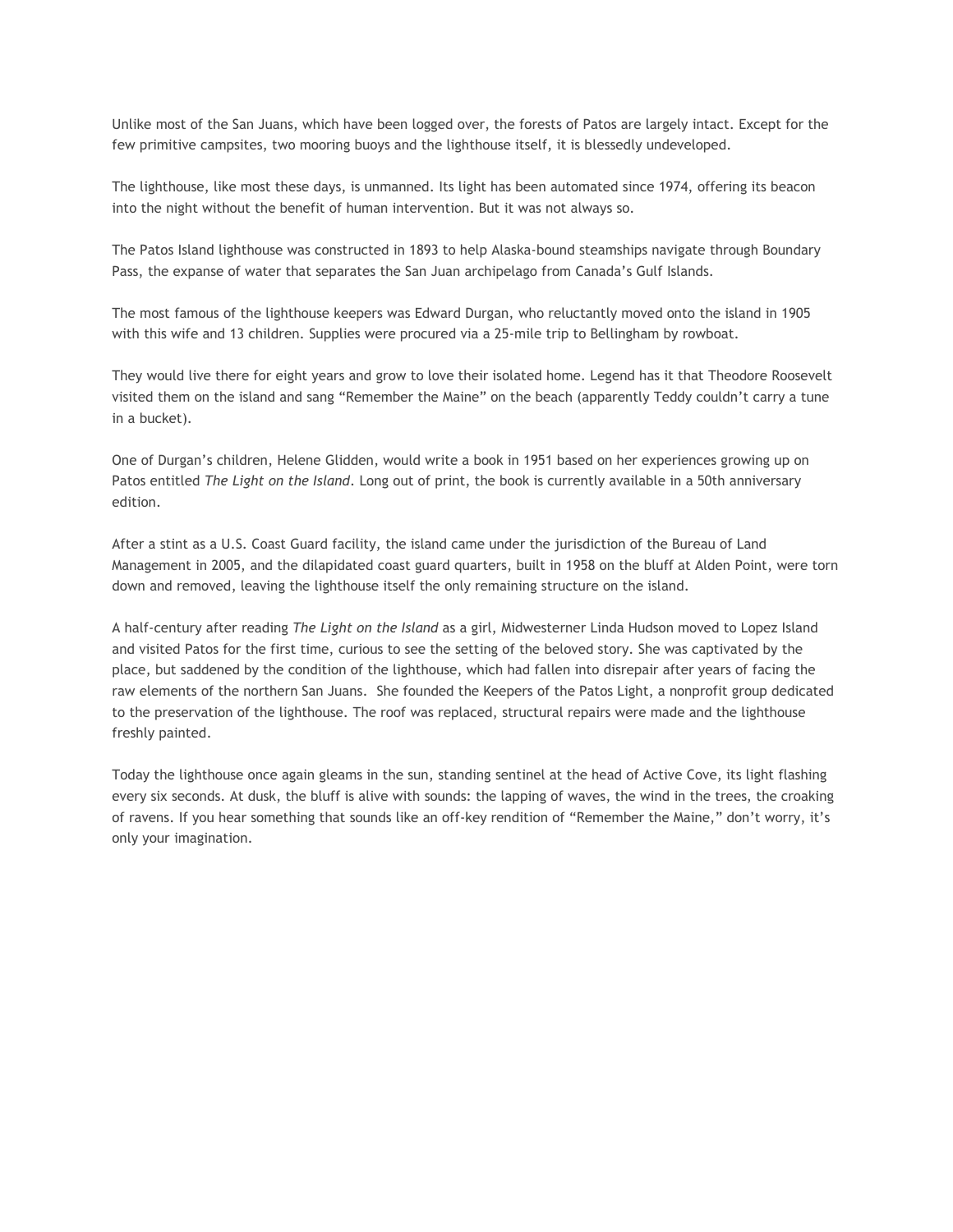Unlike most of the San Juans, which have been logged over, the forests of Patos are largely intact. Except for the few primitive campsites, two mooring buoys and the lighthouse itself, it is blessedly undeveloped.

The lighthouse, like most these days, is unmanned. Its light has been automated since 1974, offering its beacon into the night without the benefit of human intervention. But it was not always so.

The Patos Island lighthouse was constructed in 1893 to help Alaska-bound steamships navigate through Boundary Pass, the expanse of water that separates the San Juan archipelago from Canada's Gulf Islands.

The most famous of the lighthouse keepers was Edward Durgan, who reluctantly moved onto the island in 1905 with this wife and 13 children. Supplies were procured via a 25-mile trip to Bellingham by rowboat.

They would live there for eight years and grow to love their isolated home. Legend has it that Theodore Roosevelt visited them on the island and sang "Remember the Maine" on the beach (apparently Teddy couldn't carry a tune in a bucket).

One of Durgan's children, Helene Glidden, would write a book in 1951 based on her experiences growing up on Patos entitled *The Light on the Island*. Long out of print, the book is currently available in a 50th anniversary edition.

After a stint as a U.S. Coast Guard facility, the island came under the jurisdiction of the Bureau of Land Management in 2005, and the dilapidated coast guard quarters, built in 1958 on the bluff at Alden Point, were torn down and removed, leaving the lighthouse itself the only remaining structure on the island.

A half-century after reading *The Light on the Island* as a girl, Midwesterner Linda Hudson moved to Lopez Island and visited Patos for the first time, curious to see the setting of the beloved story. She was captivated by the place, but saddened by the condition of the lighthouse, which had fallen into disrepair after years of facing the raw elements of the northern San Juans. She founded the Keepers of the Patos Light, a nonprofit group dedicated to the preservation of the lighthouse. The roof was replaced, structural repairs were made and the lighthouse freshly painted.

Today the lighthouse once again gleams in the sun, standing sentinel at the head of Active Cove, its light flashing every six seconds. At dusk, the bluff is alive with sounds: the lapping of waves, the wind in the trees, the croaking of ravens. If you hear something that sounds like an off-key rendition of "Remember the Maine," don't worry, it's only your imagination.